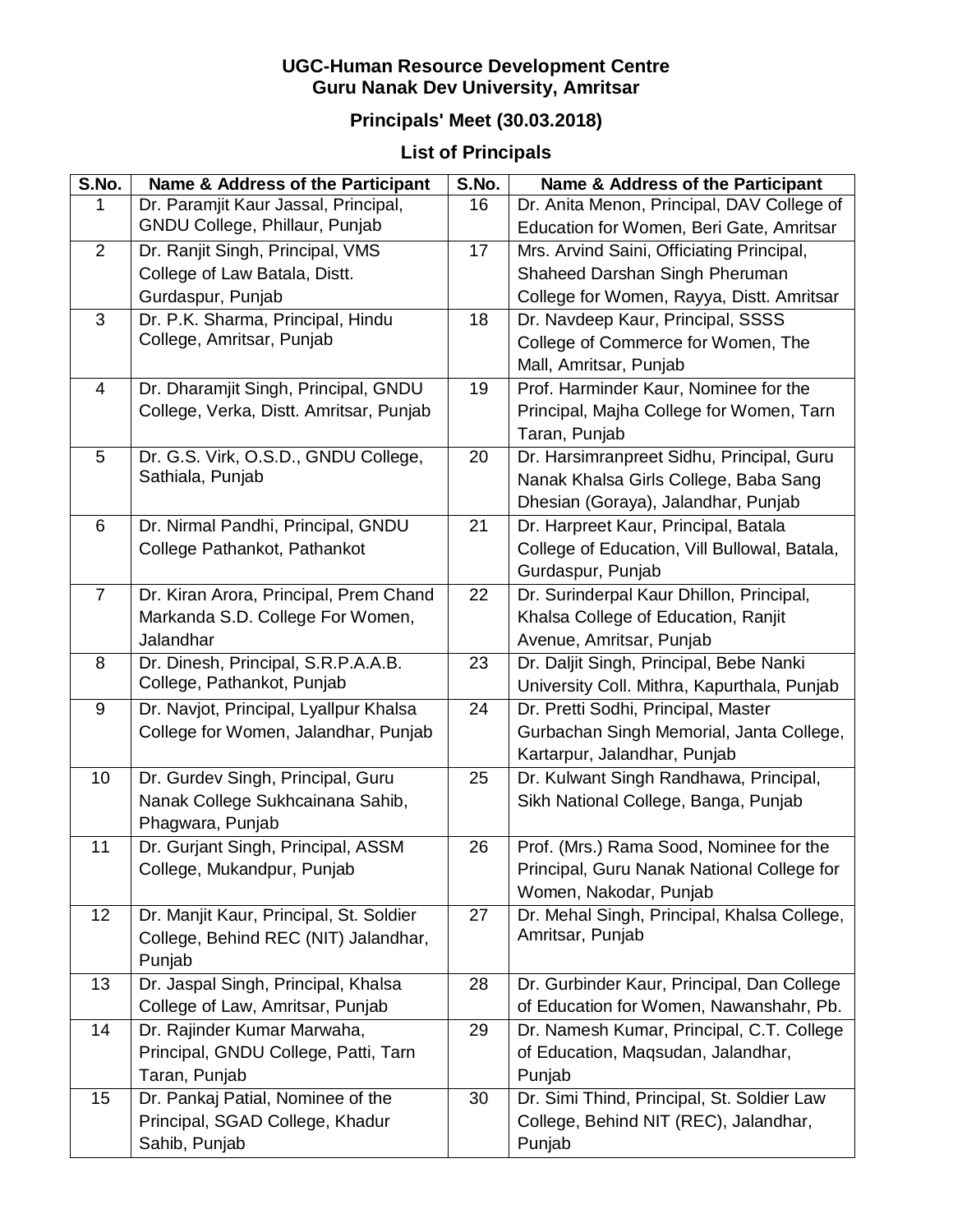**UGC-Human Resource Development Centre**
**Guru Nanak Dev University, Amritsar**

## Principals' Meet (30.03.2018)

## List of Principals

| S.No. | Name & Address of the Participant | S.No. | Name & Address of the Participant |
|---|---|---|---|
| 1 | Dr. Paramjit Kaur Jassal, Principal, GNDU College, Phillaur, Punjab | 16 | Dr. Anita Menon, Principal, DAV College of Education for Women, Beri Gate, Amritsar |
| 2 | Dr. Ranjit Singh, Principal, VMS College of Law Batala, Distt. Gurdaspur, Punjab | 17 | Mrs. Arvind Saini, Officiating Principal, Shaheed Darshan Singh Pheruman College for Women, Rayya, Distt. Amritsar |
| 3 | Dr. P.K. Sharma, Principal, Hindu College, Amritsar, Punjab | 18 | Dr. Navdeep Kaur, Principal, SSSS College of Commerce for Women, The Mall, Amritsar, Punjab |
| 4 | Dr. Dharamjit Singh, Principal, GNDU College, Verka, Distt. Amritsar, Punjab | 19 | Prof. Harminder Kaur, Nominee for the Principal, Majha College for Women, Tarn Taran, Punjab |
| 5 | Dr. G.S. Virk, O.S.D., GNDU College, Sathiala, Punjab | 20 | Dr. Harsimranpreet Sidhu, Principal, Guru Nanak Khalsa Girls College, Baba Sang Dhesian (Goraya), Jalandhar, Punjab |
| 6 | Dr. Nirmal Pandhi, Principal, GNDU College Pathankot, Pathankot | 21 | Dr. Harpreet Kaur, Principal, Batala College of Education, Vill Bullowal, Batala, Gurdaspur, Punjab |
| 7 | Dr. Kiran Arora, Principal, Prem Chand Markanda S.D. College For Women, Jalandhar | 22 | Dr. Surinderpal Kaur Dhillon, Principal, Khalsa College of Education, Ranjit Avenue, Amritsar, Punjab |
| 8 | Dr. Dinesh, Principal, S.R.P.A.A.B. College, Pathankot, Punjab | 23 | Dr. Daljit Singh, Principal, Bebe Nanki University Coll. Mithra, Kapurthala, Punjab |
| 9 | Dr. Navjot, Principal, Lyallpur Khalsa College for Women, Jalandhar, Punjab | 24 | Dr. Pretti Sodhi, Principal, Master Gurbachan Singh Memorial, Janta College, Kartarpur, Jalandhar, Punjab |
| 10 | Dr. Gurdev Singh, Principal, Guru Nanak College Sukhcainana Sahib, Phagwara, Punjab | 25 | Dr. Kulwant Singh Randhawa, Principal, Sikh National College, Banga, Punjab |
| 11 | Dr. Gurjant Singh, Principal, ASSM College, Mukandpur, Punjab | 26 | Prof. (Mrs.) Rama Sood, Nominee for the Principal, Guru Nanak National College for Women, Nakodar, Punjab |
| 12 | Dr. Manjit Kaur, Principal, St. Soldier College, Behind REC (NIT) Jalandhar, Punjab | 27 | Dr. Mehal Singh, Principal, Khalsa College, Amritsar, Punjab |
| 13 | Dr. Jaspal Singh, Principal, Khalsa College of Law, Amritsar, Punjab | 28 | Dr. Gurbinder Kaur, Principal, Dan College of Education for Women, Nawanshahr, Pb. |
| 14 | Dr. Rajinder Kumar Marwaha, Principal, GNDU College, Patti, Tarn Taran, Punjab | 29 | Dr. Namesh Kumar, Principal, C.T. College of Education, Maqsudan, Jalandhar, Punjab |
| 15 | Dr. Pankaj Patial, Nominee of the Principal, SGAD College, Khadur Sahib, Punjab | 30 | Dr. Simi Thind, Principal, St. Soldier Law College, Behind NIT (REC), Jalandhar, Punjab |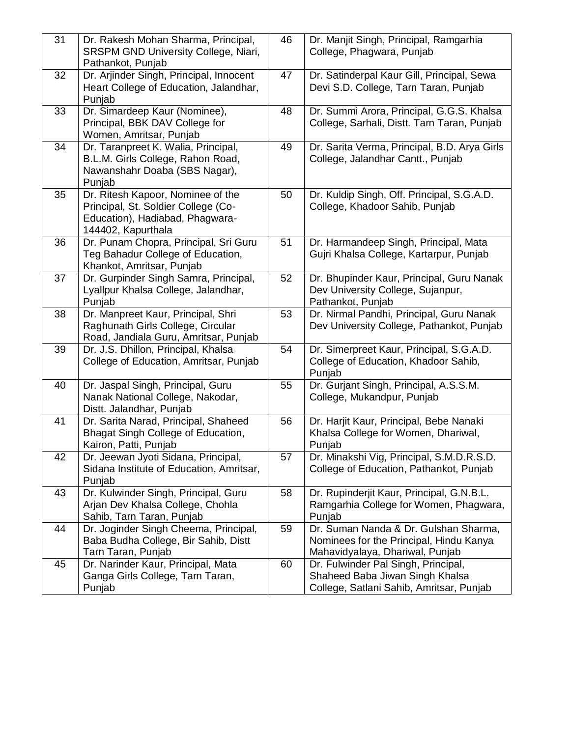| | | | |
|---|---|---|---|
| 31 | Dr. Rakesh Mohan Sharma, Principal, SRSPM GND University College, Niari, Pathankot, Punjab | 46 | Dr. Manjit Singh, Principal, Ramgarhia College, Phagwara, Punjab |
| 32 | Dr. Arjinder Singh, Principal, Innocent Heart College of Education, Jalandhar, Punjab | 47 | Dr. Satinderpal Kaur Gill, Principal, Sewa Devi S.D. College, Tarn Taran, Punjab |
| 33 | Dr. Simardeep Kaur (Nominee), Principal, BBK DAV College for Women, Amritsar, Punjab | 48 | Dr. Summi Arora, Principal, G.G.S. Khalsa College, Sarhali, Distt. Tarn Taran, Punjab |
| 34 | Dr. Taranpreet K. Walia, Principal, B.L.M. Girls College, Rahon Road, Nawanshahr Doaba (SBS Nagar), Punjab | 49 | Dr. Sarita Verma, Principal, B.D. Arya Girls College, Jalandhar Cantt., Punjab |
| 35 | Dr. Ritesh Kapoor, Nominee of the Principal, St. Soldier College (Co-Education), Hadiabad, Phagwara-144402, Kapurthala | 50 | Dr. Kuldip Singh, Off. Principal, S.G.A.D. College, Khadoor Sahib, Punjab |
| 36 | Dr. Punam Chopra, Principal, Sri Guru Teg Bahadur College of Education, Khankot, Amritsar, Punjab | 51 | Dr. Harmandeep Singh, Principal, Mata Gujri Khalsa College, Kartarpur, Punjab |
| 37 | Dr. Gurpinder Singh Samra, Principal, Lyallpur Khalsa College, Jalandhar, Punjab | 52 | Dr. Bhupinder Kaur, Principal, Guru Nanak Dev University College, Sujanpur, Pathankot, Punjab |
| 38 | Dr. Manpreet Kaur, Principal, Shri Raghunath Girls College, Circular Road, Jandiala Guru, Amritsar, Punjab | 53 | Dr. Nirmal Pandhi, Principal, Guru Nanak Dev University College, Pathankot, Punjab |
| 39 | Dr. J.S. Dhillon, Principal, Khalsa College of Education, Amritsar, Punjab | 54 | Dr. Simerpreet Kaur, Principal, S.G.A.D. College of Education, Khadoor Sahib, Punjab |
| 40 | Dr. Jaspal Singh, Principal, Guru Nanak National College, Nakodar, Distt. Jalandhar, Punjab | 55 | Dr. Gurjant Singh, Principal, A.S.S.M. College, Mukandpur, Punjab |
| 41 | Dr. Sarita Narad, Principal, Shaheed Bhagat Singh College of Education, Kairon, Patti, Punjab | 56 | Dr. Harjit Kaur, Principal, Bebe Nanaki Khalsa College for Women, Dhariwal, Punjab |
| 42 | Dr. Jeewan Jyoti Sidana, Principal, Sidana Institute of Education, Amritsar, Punjab | 57 | Dr. Minakshi Vig, Principal, S.M.D.R.S.D. College of Education, Pathankot, Punjab |
| 43 | Dr. Kulwinder Singh, Principal, Guru Arjan Dev Khalsa College, Chohla Sahib, Tarn Taran, Punjab | 58 | Dr. Rupinderjit Kaur, Principal, G.N.B.L. Ramgarhia College for Women, Phagwara, Punjab |
| 44 | Dr. Joginder Singh Cheema, Principal, Baba Budha College, Bir Sahib, Distt Tarn Taran, Punjab | 59 | Dr. Suman Nanda & Dr. Gulshan Sharma, Nominees for the Principal, Hindu Kanya Mahavidyalaya, Dhariwal, Punjab |
| 45 | Dr. Narinder Kaur, Principal, Mata Ganga Girls College, Tarn Taran, Punjab | 60 | Dr. Fulwinder Pal Singh, Principal, Shaheed Baba Jiwan Singh Khalsa College, Satlani Sahib, Amritsar, Punjab |